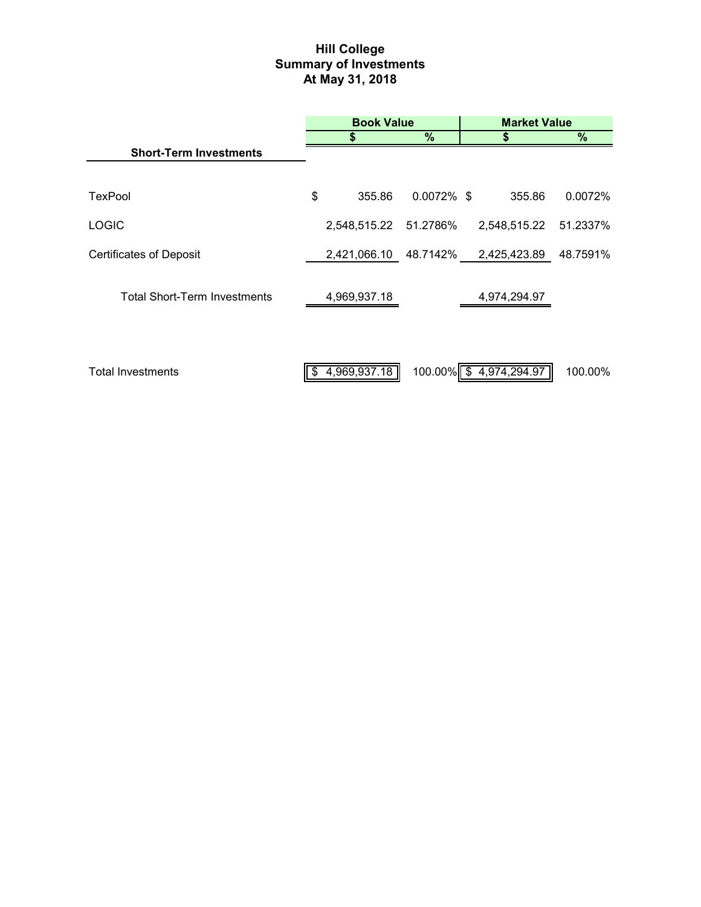# Hill College
## Summary of Investments
### At May 31, 2018

| | Book Value | | Market Value | |
|---|---|---|---|---|
| | $ | % | $ | % |
| **Short-Term Investments** | | | | |
| TexPool | $ 355.86 | 0.0072% | $ 355.86 | 0.0072% |
| LOGIC | 2,548,515.22 | 51.2786% | 2,548,515.22 | 51.2337% |
| Certificates of Deposit | 2,421,066.10 | 48.7142% | 2,425,423.89 | 48.7591% |
| Total Short-Term Investments | 4,969,937.18 | | 4,974,294.97 | |
| Total Investments | $ 4,969,937.18 | 100.00% | $ 4,974,294.97 | 100.00% |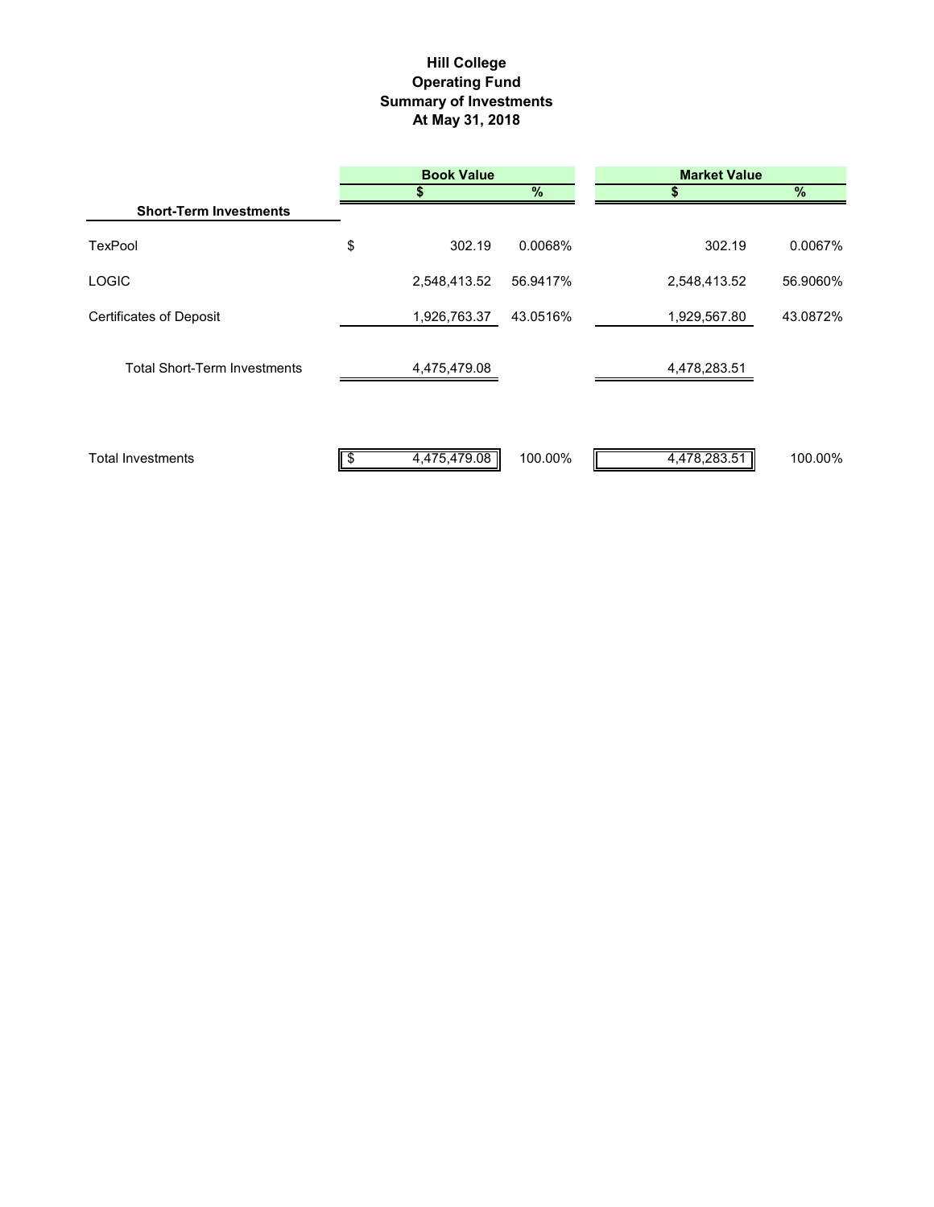**Hill College**
**Operating Fund**
**Summary of Investments**
**At May 31, 2018**

| | Book Value | | Market Value | |
|---|---|---|---|---|
| **Short-Term Investments** | $ | % | $ | % |
| TexPool | $ 302.19 | 0.0068% | 302.19 | 0.0067% |
| LOGIC | 2,548,413.52 | 56.9417% | 2,548,413.52 | 56.9060% |
| Certificates of Deposit | 1,926,763.37 | 43.0516% | 1,929,567.80 | 43.0872% |
| Total Short-Term Investments | 4,475,479.08 | | 4,478,283.51 | |
| Total Investments | $ 4,475,479.08 | 100.00% | 4,478,283.51 | 100.00% |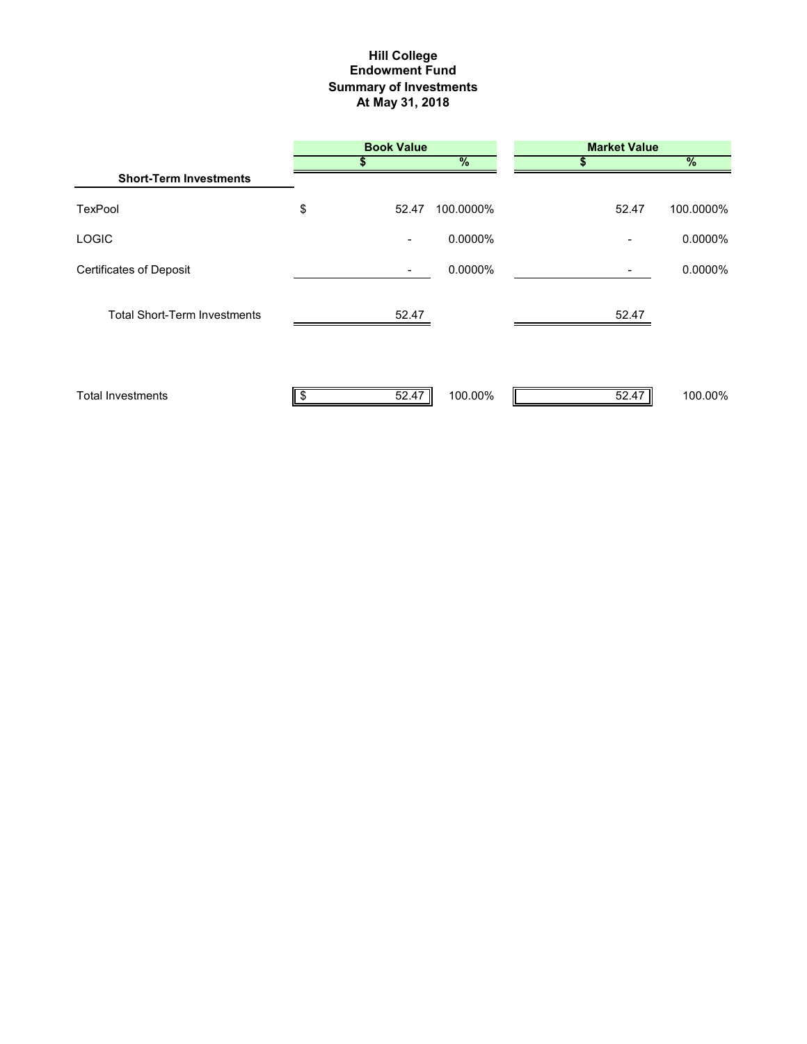# Hill College
## Endowment Fund
## Summary of Investments
## At May 31, 2018

| | Book Value | | Market Value | |
|---|---|---|---|---|
| | $ | % | $ | % |
| **Short-Term Investments** | | | | |
| TexPool | $ 52.47 | 100.0000% | 52.47 | 100.0000% |
| LOGIC | - | 0.0000% | - | 0.0000% |
| Certificates of Deposit | - | 0.0000% | - | 0.0000% |
| Total Short-Term Investments | 52.47 | | 52.47 | |
| Total Investments | $ 52.47 | 100.00% | 52.47 | 100.00% |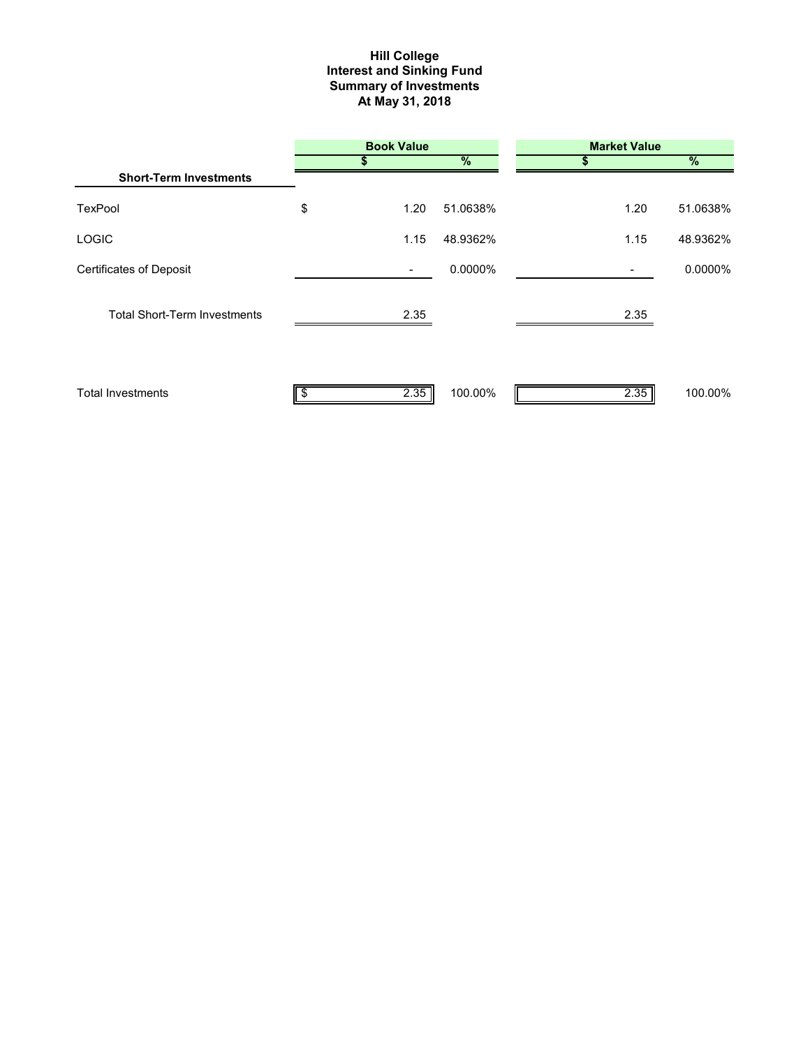**Hill College**
**Interest and Sinking Fund**
**Summary of Investments**
**At May 31, 2018**

| | Book Value | | Market Value | |
|---|---|---|---|---|
| **Short-Term Investments** | **$** | **%** | **$** | **%** |
| TexPool | $ 1.20 | 51.0638% | 1.20 | 51.0638% |
| LOGIC | 1.15 | 48.9362% | 1.15 | 48.9362% |
| Certificates of Deposit | - | 0.0000% | - | 0.0000% |
| Total Short-Term Investments | 2.35 | | 2.35 | |
| Total Investments | $ 2.35 | 100.00% | 2.35 | 100.00% |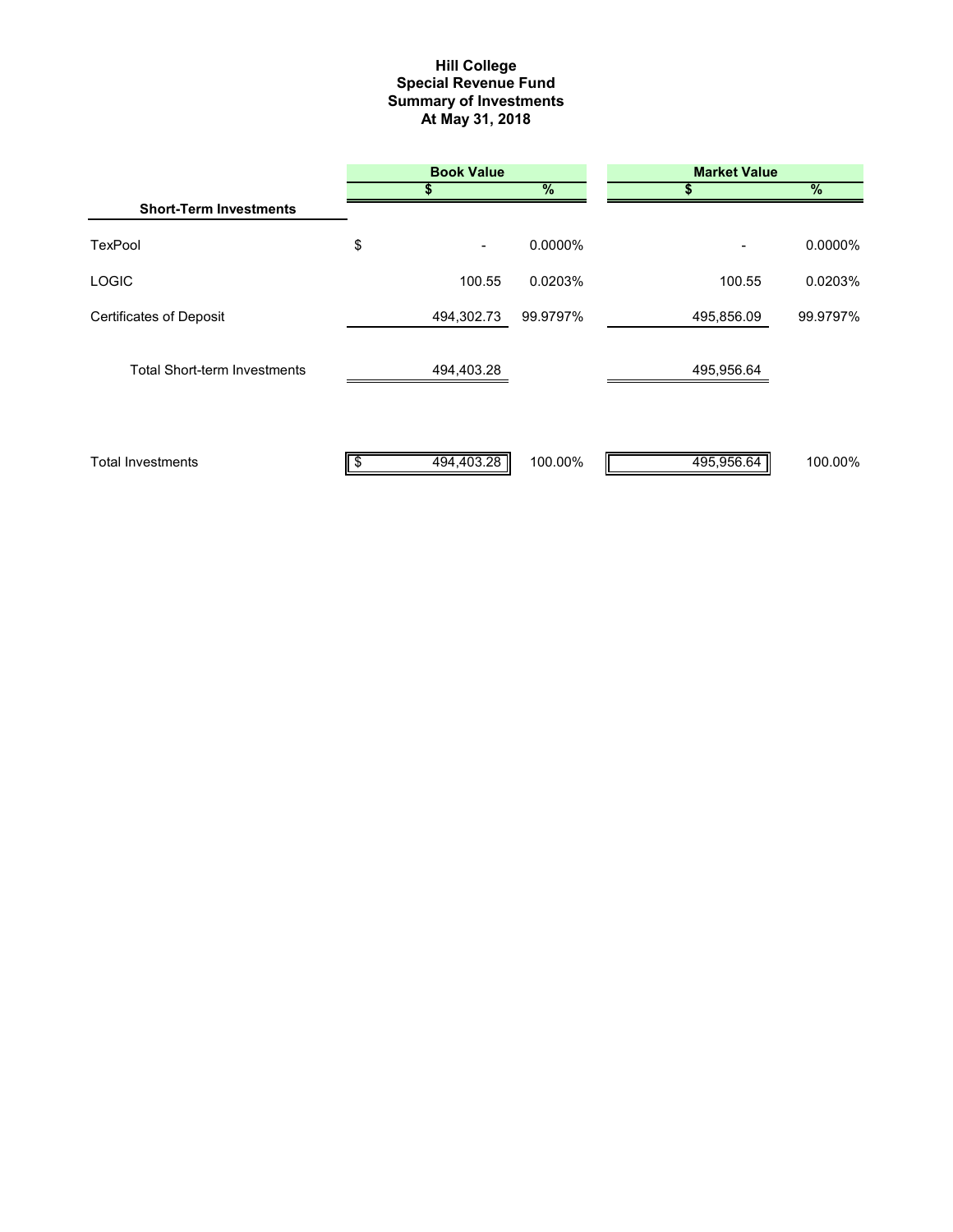# Hill College
## Special Revenue Fund
## Summary of Investments
## At May 31, 2018

| | Book Value | | Market Value | |
|---|---|---|---|---|
| | $ | % | $ | % |
| **Short-Term Investments** | | | | |
| TexPool | $ - | 0.0000% | - | 0.0000% |
| LOGIC | 100.55 | 0.0203% | 100.55 | 0.0203% |
| Certificates of Deposit | 494,302.73 | 99.9797% | 495,856.09 | 99.9797% |
| Total Short-term Investments | 494,403.28 | | 495,956.64 | |
| Total Investments | $ 494,403.28 | 100.00% | 495,956.64 | 100.00% |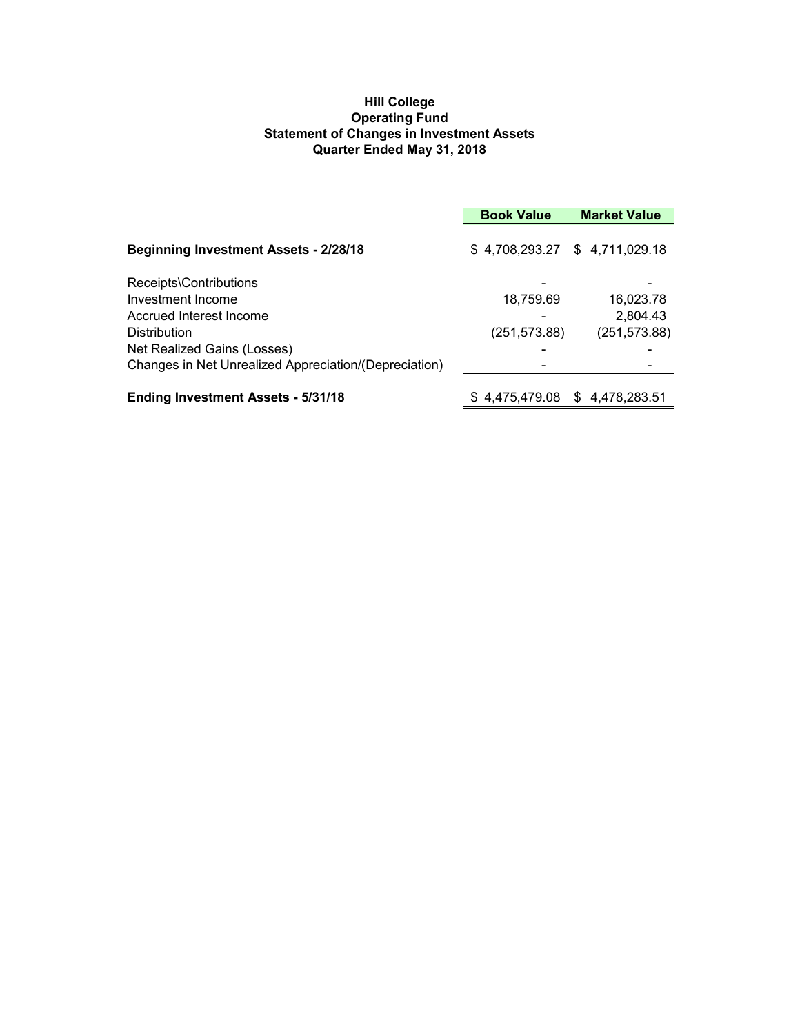**Hill College**
**Operating Fund**
**Statement of Changes in Investment Assets**
**Quarter Ended May 31, 2018**

| | Book Value | Market Value |
|---|---|---|
| **Beginning Investment Assets - 2/28/18** | $ 4,708,293.27 | $ 4,711,029.18 |
| Receipts\Contributions | - | - |
| Investment Income | 18,759.69 | 16,023.78 |
| Accrued Interest Income | - | 2,804.43 |
| Distribution | (251,573.88) | (251,573.88) |
| Net Realized Gains (Losses) | - | - |
| Changes in Net Unrealized Appreciation/(Depreciation) | - | - |
| **Ending Investment Assets - 5/31/18** | $ 4,475,479.08 | $ 4,478,283.51 |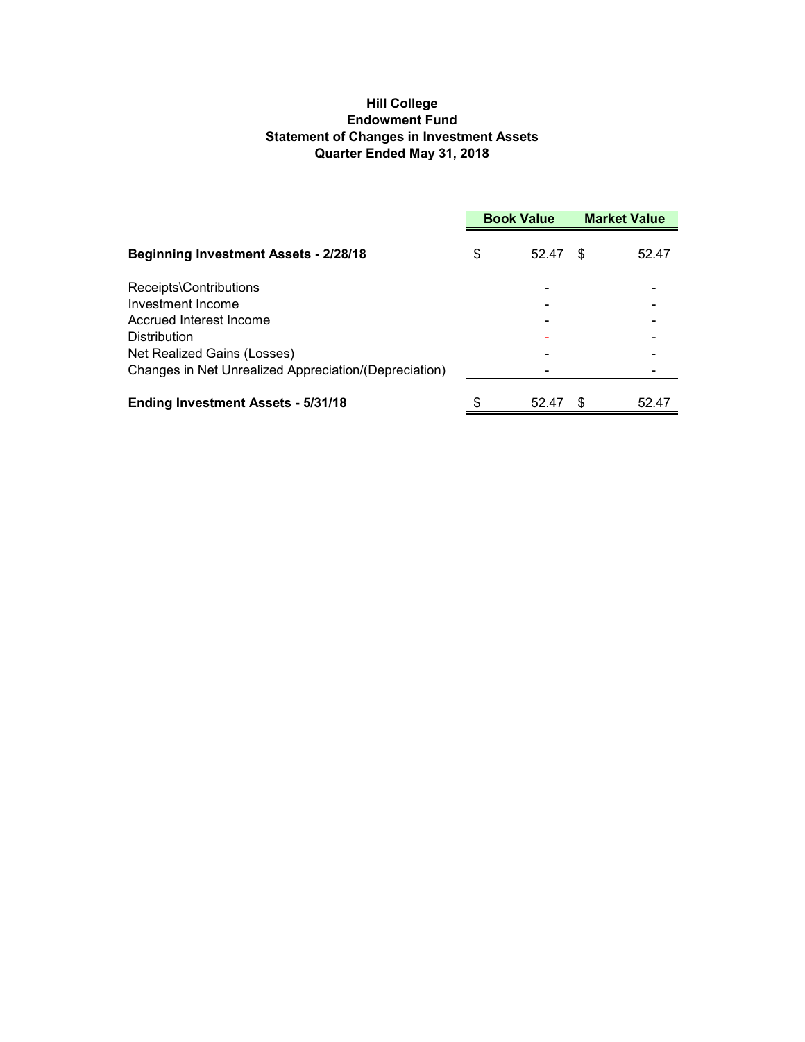**Hill College**
**Endowment Fund**
**Statement of Changes in Investment Assets**
**Quarter Ended May 31, 2018**

| | Book Value | Market Value |
|---|---|---|
| **Beginning Investment Assets - 2/28/18** | $ 52.47 | $ 52.47 |
| Receipts\Contributions | - | - |
| Investment Income | - | - |
| Accrued Interest Income | - | - |
| Distribution | - | - |
| Net Realized Gains (Losses) | - | - |
| Changes in Net Unrealized Appreciation/(Depreciation) | - | - |
| **Ending Investment Assets - 5/31/18** | $ 52.47 | $ 52.47 |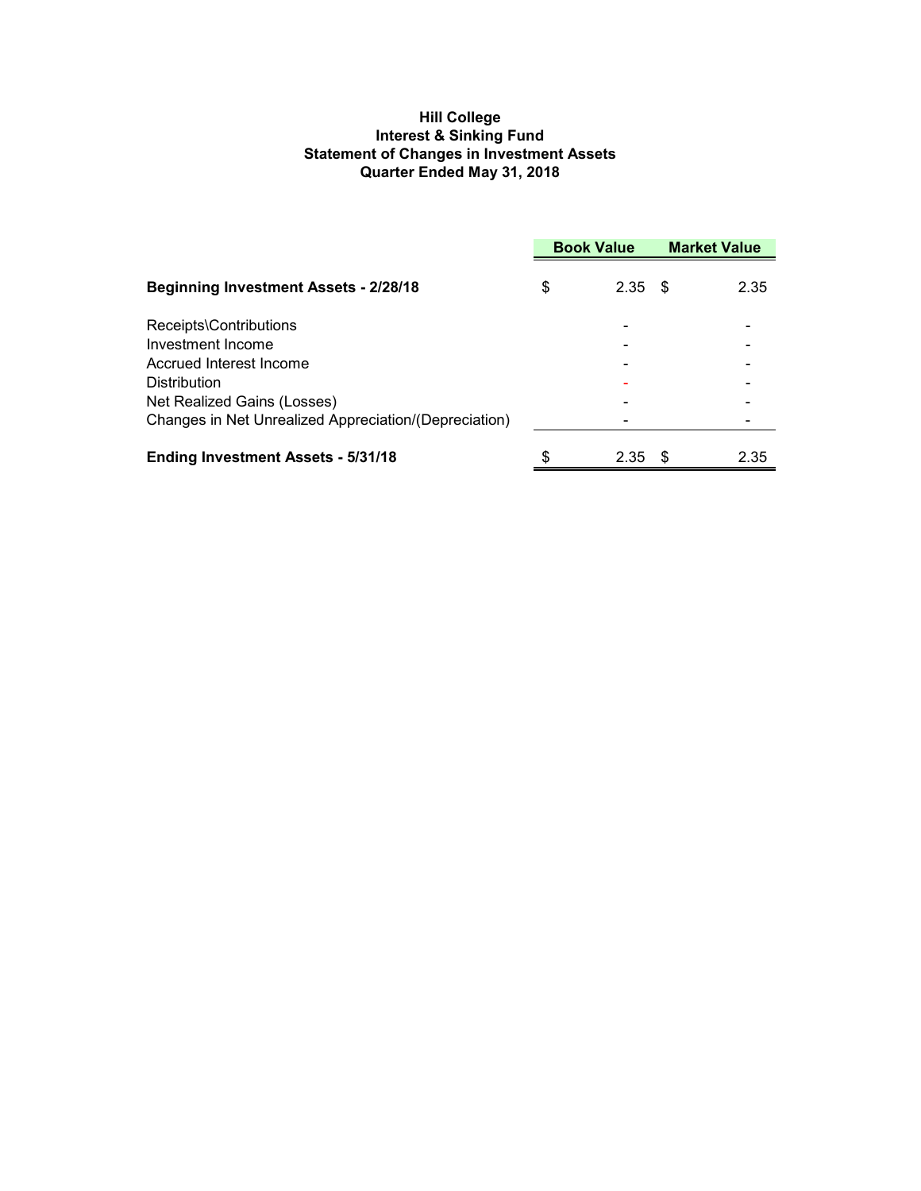**Hill College**
**Interest & Sinking Fund**
**Statement of Changes in Investment Assets**
**Quarter Ended May 31, 2018**

| | Book Value | Market Value |
|---|---|---|
| **Beginning Investment Assets - 2/28/18** | $ 2.35 | $ 2.35 |
| Receipts\Contributions | - | - |
| Investment Income | - | - |
| Accrued Interest Income | - | - |
| Distribution | - | - |
| Net Realized Gains (Losses) | - | - |
| Changes in Net Unrealized Appreciation/(Depreciation) | - | - |
| **Ending Investment Assets - 5/31/18** | $ 2.35 | $ 2.35 |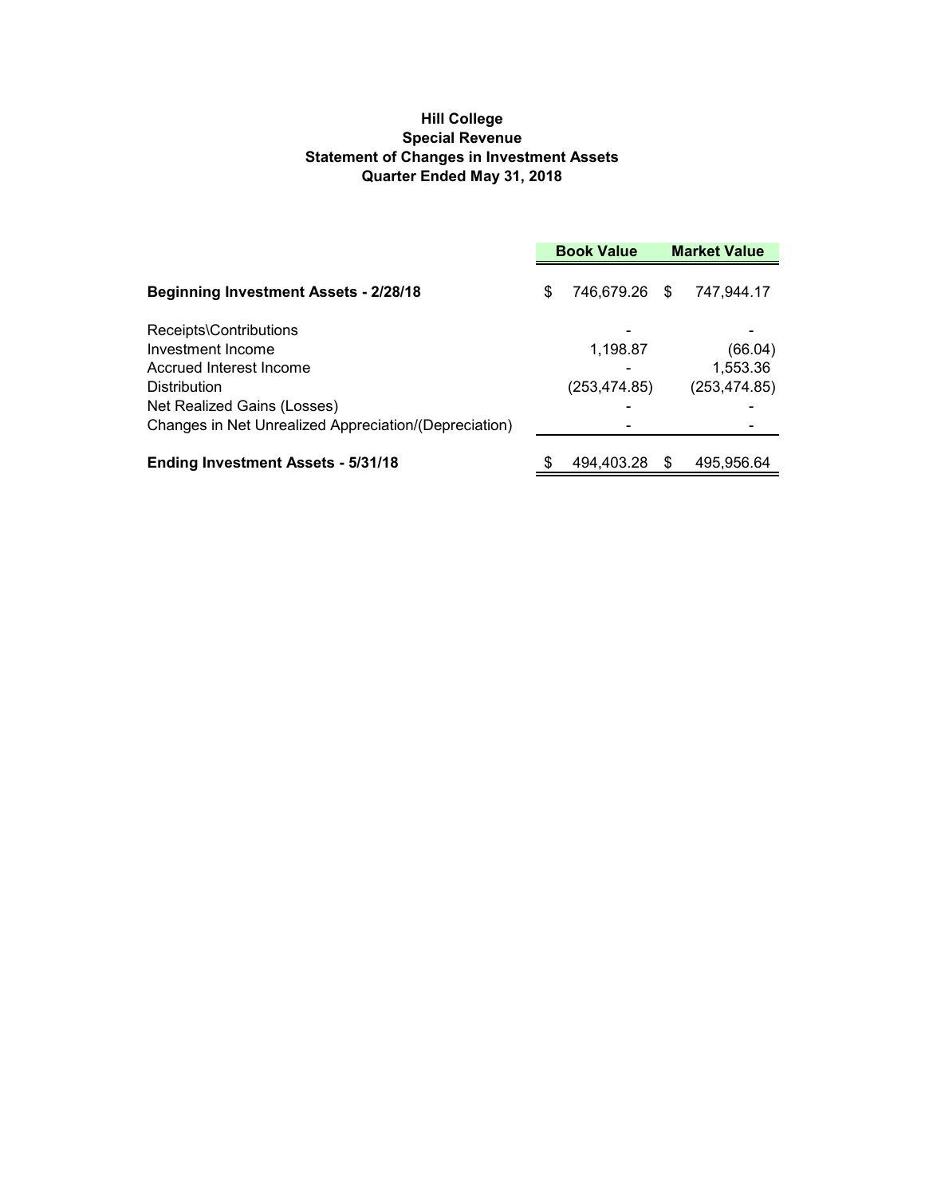**Hill College**
**Special Revenue**
**Statement of Changes in Investment Assets**
**Quarter Ended May 31, 2018**

| | Book Value | Market Value |
|---|---|---|
| **Beginning Investment Assets - 2/28/18** | $ 746,679.26 | $ 747,944.17 |
| Receipts\Contributions | - | - |
| Investment Income | 1,198.87 | (66.04) |
| Accrued Interest Income | - | 1,553.36 |
| Distribution | (253,474.85) | (253,474.85) |
| Net Realized Gains (Losses) | - | - |
| Changes in Net Unrealized Appreciation/(Depreciation) | - | - |
| **Ending Investment Assets - 5/31/18** | $ 494,403.28 | $ 495,956.64 |